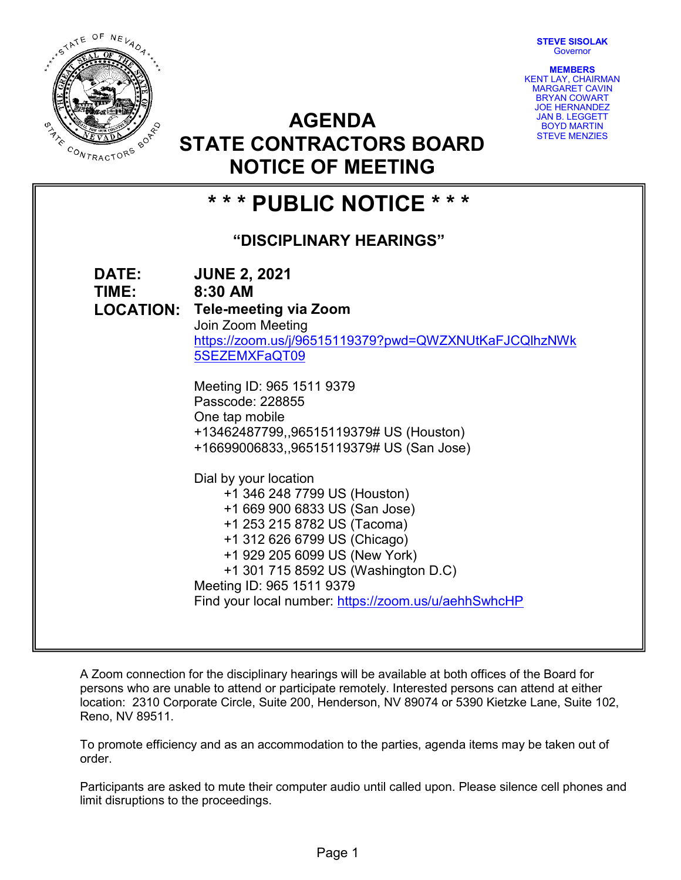STEVE SISOLAK
Governor

MEMBERS
KENT LAY, CHAIRMAN
MARGARET CAVIN
BRYAN COWART
JOE HERNANDEZ
JAN B. LEGGETT
BOYD MARTIN
STEVE MENZIES

# AGENDA
# STATE CONTRACTORS BOARD
# NOTICE OF MEETING

## * * * PUBLIC NOTICE * * *

### "DISCIPLINARY HEARINGS"

**DATE:** **JUNE 2, 2021**
**TIME:** **8:30 AM**
**LOCATION:** **Tele-meeting via Zoom**

Join Zoom Meeting
https://zoom.us/j/96515119379?pwd=QWZXNUtKaFJCQlhzNWk5SEZEMXFaQT09

Meeting ID: 965 1511 9379
Passcode: 228855
One tap mobile
+13462487799,,96515119379# US (Houston)
+16699006833,,96515119379# US (San Jose)

Dial by your location
+1 346 248 7799 US (Houston)
+1 669 900 6833 US (San Jose)
+1 253 215 8782 US (Tacoma)
+1 312 626 6799 US (Chicago)
+1 929 205 6099 US (New York)
+1 301 715 8592 US (Washington D.C)
Meeting ID: 965 1511 9379
Find your local number: https://zoom.us/u/aehhSwhcHP

A Zoom connection for the disciplinary hearings will be available at both offices of the Board for persons who are unable to attend or participate remotely. Interested persons can attend at either location: 2310 Corporate Circle, Suite 200, Henderson, NV 89074 or 5390 Kietzke Lane, Suite 102, Reno, NV 89511.

To promote efficiency and as an accommodation to the parties, agenda items may be taken out of order.

Participants are asked to mute their computer audio until called upon. Please silence cell phones and limit disruptions to the proceedings.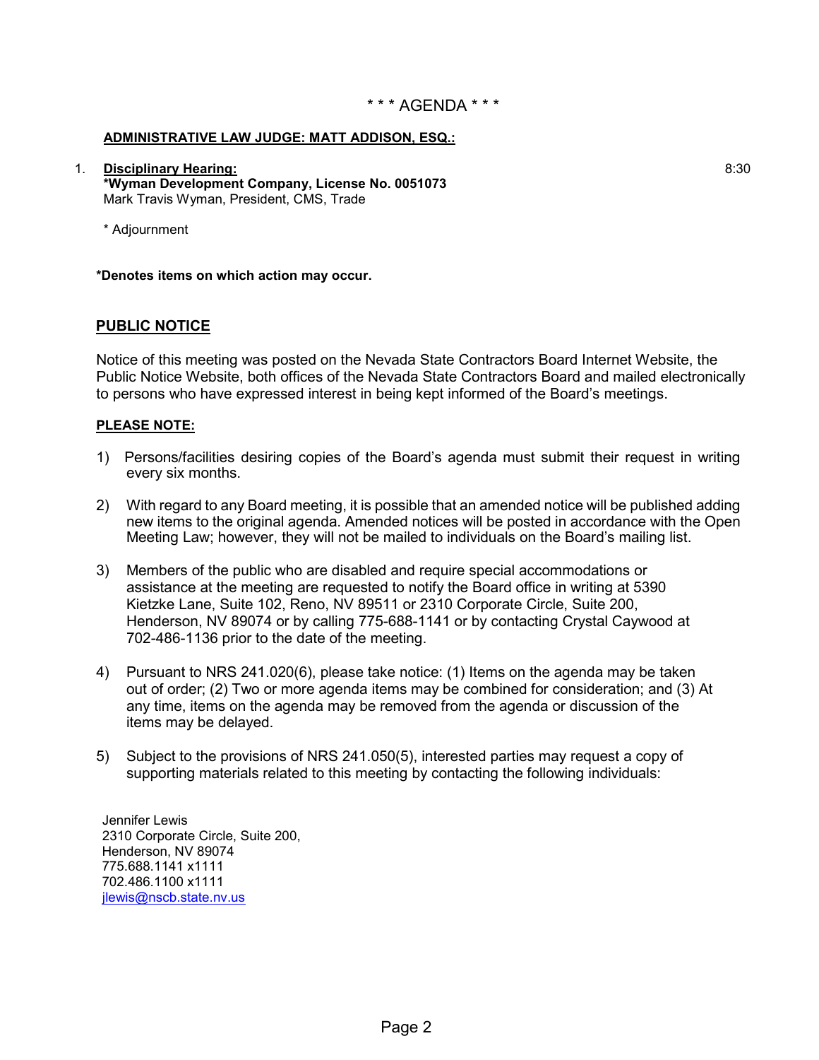\* \* \* AGENDA \* \* \*

**ADMINISTRATIVE LAW JUDGE: MATT ADDISON, ESQ.:**

1. **Disciplinary Hearing:** 8:30
   ***Wyman Development Company, License No. 0051073**
   Mark Travis Wyman, President, CMS, Trade

   \* Adjournment

***Denotes items on which action may occur.**

## PUBLIC NOTICE

Notice of this meeting was posted on the Nevada State Contractors Board Internet Website, the Public Notice Website, both offices of the Nevada State Contractors Board and mailed electronically to persons who have expressed interest in being kept informed of the Board's meetings.

**PLEASE NOTE:**

1) Persons/facilities desiring copies of the Board's agenda must submit their request in writing every six months.

2) With regard to any Board meeting, it is possible that an amended notice will be published adding new items to the original agenda. Amended notices will be posted in accordance with the Open Meeting Law; however, they will not be mailed to individuals on the Board's mailing list.

3) Members of the public who are disabled and require special accommodations or assistance at the meeting are requested to notify the Board office in writing at 5390 Kietzke Lane, Suite 102, Reno, NV 89511 or 2310 Corporate Circle, Suite 200, Henderson, NV 89074 or by calling 775-688-1141 or by contacting Crystal Caywood at 702-486-1136 prior to the date of the meeting.

4) Pursuant to NRS 241.020(6), please take notice: (1) Items on the agenda may be taken out of order; (2) Two or more agenda items may be combined for consideration; and (3) At any time, items on the agenda may be removed from the agenda or discussion of the items may be delayed.

5) Subject to the provisions of NRS 241.050(5), interested parties may request a copy of supporting materials related to this meeting by contacting the following individuals:

Jennifer Lewis
2310 Corporate Circle, Suite 200,
Henderson, NV 89074
775.688.1141 x1111
702.486.1100 x1111
jlewis@nscb.state.nv.us